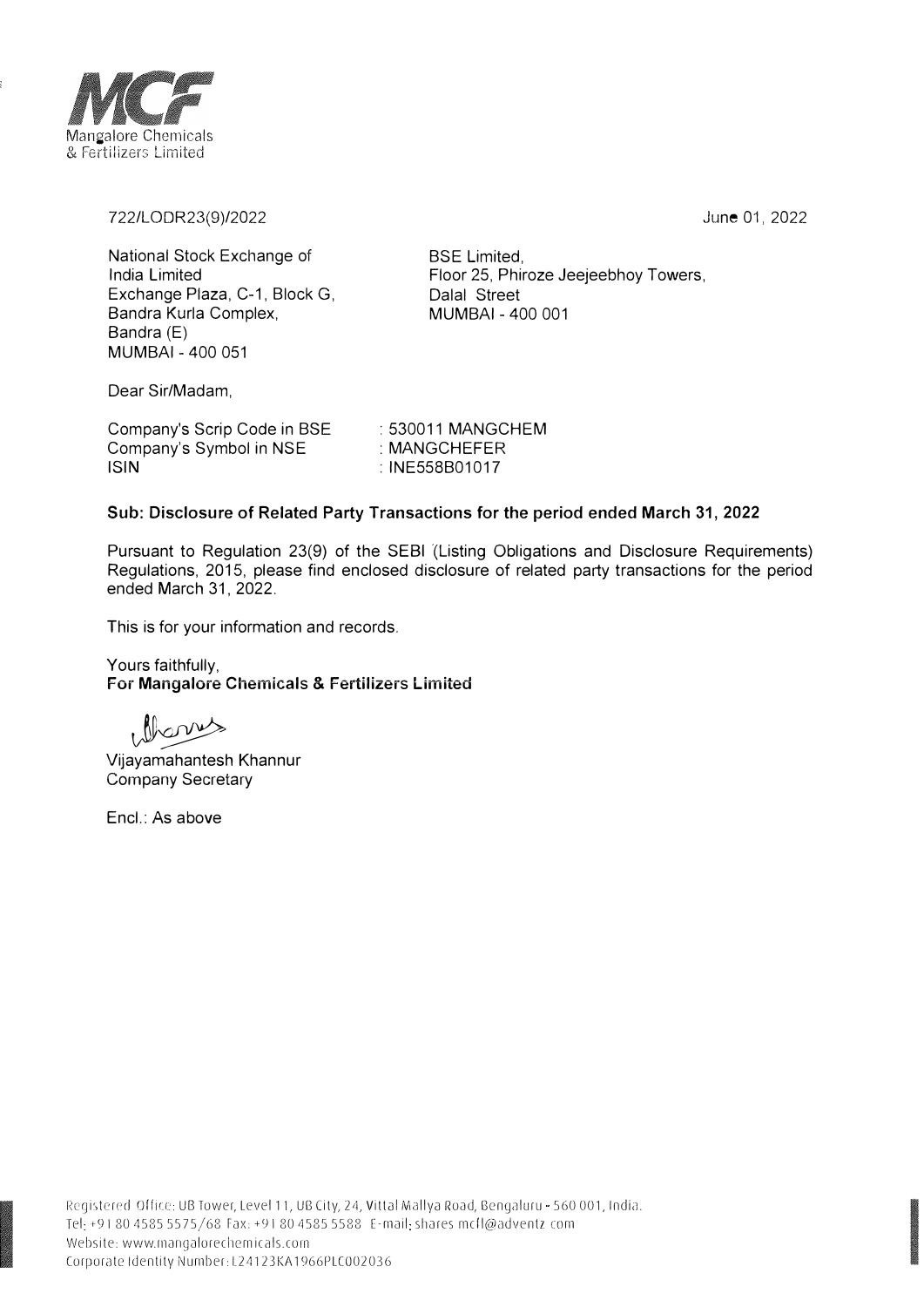Mangalore Chemicals & Fertilizers Limited

722/LODR23(9)/2022

June 01, 2022

National Stock Exchange of India Limited
Exchange Plaza, C-1, Block G,
Bandra Kurla Complex,
Bandra (E)
MUMBAI - 400 051

BSE Limited,
Floor 25, Phiroze Jeejeebhoy Towers,
Dalal Street
MUMBAI - 400 001

Dear Sir/Madam,

| | |
|---|---|
| Company's Scrip Code in BSE | : 530011 MANGCHEM |
| Company's Symbol in NSE | : MANGCHEFER |
| ISIN | : INE558B01017 |

**Sub: Disclosure of Related Party Transactions for the period ended March 31, 2022**

Pursuant to Regulation 23(9) of the SEBI (Listing Obligations and Disclosure Requirements) Regulations, 2015, please find enclosed disclosure of related party transactions for the period ended March 31, 2022.

This is for your information and records.

Yours faithfully,
**For Mangalore Chemicals & Fertilizers Limited**

Vijayamahantesh Khannur
Company Secretary

Encl.: As above

Registered Office: UB Tower, Level 11, UB City, 24, Vittal Mallya Road, Bengaluru - 560 001, India.
Tel: +91 80 4585 5575/68 Fax: +91 80 4585 5588 E-mail: shares mcfl@adventz com
Website: www.mangalorechemicals.com
Corporate Identity Number: L24123KA1966PLC002036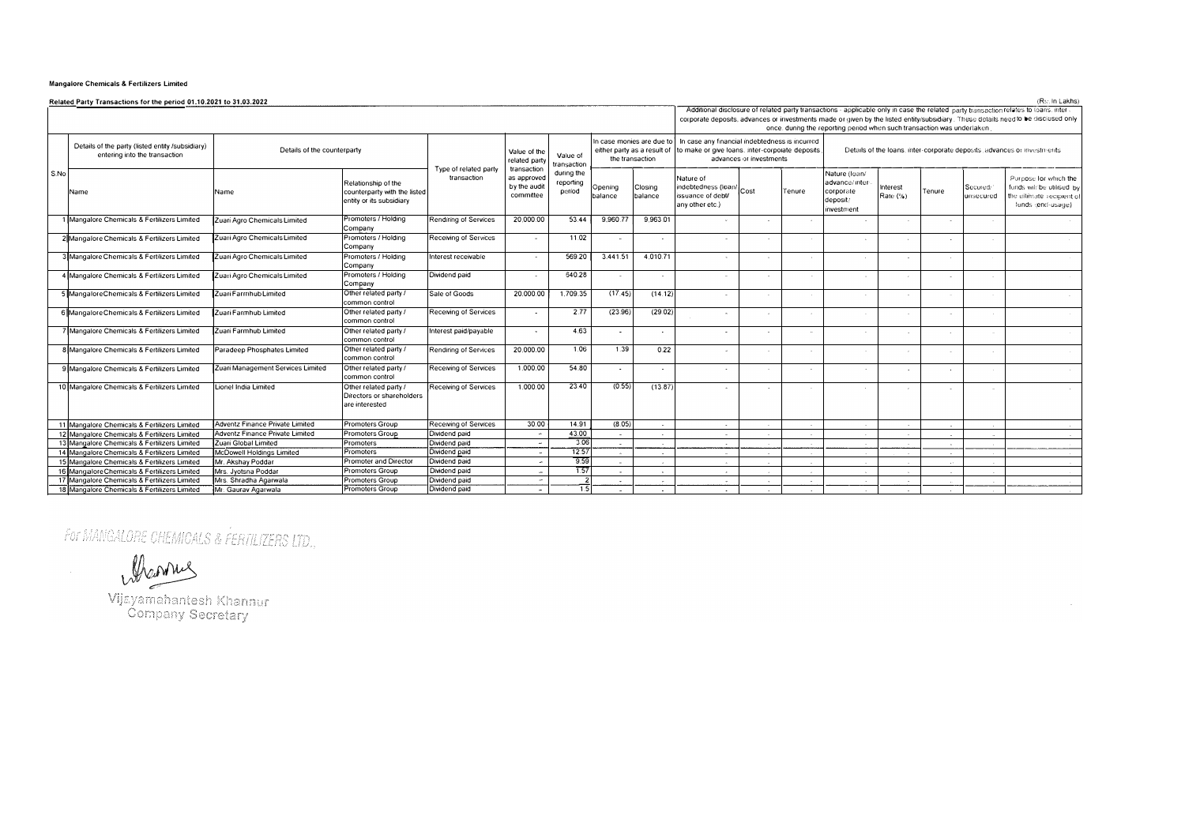**Mangalore Chemicals & Fertilizers Limited**

**Related Party Transactions for the period 01.10.2021 to 31.03.2022**

(Rs. In Lakhs)

| S.No | Details of the party (listed entity /subsidiary) entering into the transaction | Details of the counterparty | | Type of related party transaction | Value of the related party transaction as approved by the audit committee | Value of transaction during the reporting period | In case monies are due to either party as a result of the transaction | | Additional disclosure of related party transactions - applicable only in case the related party transaction relates to loans, inter-corporate deposits, advances or investments made or given by the listed entity/subsidiary. These details need to be disclosed only once, during the reporting period when such transaction was undertaken. In case any financial indebtedness is incurred to make or give loans, inter-corporate deposits, advances or investments | | | Details of the loans, inter-corporate deposits, advances or investments | | | | |
|---|---|---|---|---|---|---|---|---|---|---|---|---|---|---|---|---|
| | Name | Name | Relationship of the counterparty with the listed entity or its subsidiary | | | | Opening balance | Closing balance | Nature of indebtedness (loan/ issuance of debt/ any other etc.) | Cost | Tenure | Nature (loan/ advance/ inter-corporate deposit/ investment | Interest Rate (%) | Tenure | Secured/ unsecured | Purpose for which the funds will be utilised by the ultimate recipient of funds (end-usage) |
| 1 | Mangalore Chemicals & Fertilizers Limited | Zuari Agro Chemicals Limited | Promoters / Holding Company | Rendring of Services | 20,000.00 | 53.44 | 9,960.77 | 9,963.01 | - | - | - | - | - | - | - | - |
| 2 | Mangalore Chemicals & Fertilizers Limited | Zuari Agro Chemicals Limited | Promoters / Holding Company | Receiving of Services | - | 11.02 | - | - | - | - | - | - | - | - | - | - |
| 3 | Mangalore Chemicals & Fertilizers Limited | Zuari Agro Chemicals Limited | Promoters / Holding Company | Interest receivable | - | 569.20 | 3,441.51 | 4,010.71 | - | - | - | - | - | - | - | - |
| 4 | Mangalore Chemicals & Fertilizers Limited | Zuari Agro Chemicals Limited | Promoters / Holding Company | Dividend paid | - | 640.28 | - | - | - | - | - | - | - | - | - | - |
| 5 | MangaloreChemicals & Fertilizers Limited | Zuari Farmhub Limited | Other related party / common control | Sale of Goods | 20,000.00 | 1,709.35 | (17.45) | (14.12) | - | - | - | - | - | - | - | - |
| 6 | MangaloreChemicals & Fertilizers Limited | Zuari Farmhub Limited | Other related party / common control | Receiving of Services | - | 2.77 | (23.96) | (29.02) | - | - | - | - | - | - | - | - |
| 7 | Mangalore Chemicals & Fertilizers Limited | Zuari Farmhub Limited | Other related party / common control | Interest paid/payable | - | 4.63 | - | - | - | - | - | - | - | - | - | - |
| 8 | Mangalore Chemicals & Fertilizers Limited | Paradeep Phosphates Limited | Other related party / common control | Rendring of Services | 20,000.00 | 1.06 | 1.39 | 0.22 | - | - | - | - | - | - | - | - |
| 9 | Mangalore Chemicals & Fertilizers Limited | Zuari Management Services Limited | Other related party / common control | Receiving of Services | 1,000.00 | 54.80 | - | - | - | - | - | - | - | - | - | - |
| 10 | Mangalore Chemicals & Fertilizers Limited | Lionel India Limited | Other related party / Directors or shareholders are interested | Receiving of Services | 1,000.00 | 23.40 | (0.55) | (13.87) | - | - | - | - | - | - | - | - |
| 11 | Mangalore Chemicals & Fertilizers Limited | Adventz Finance Private Limited | Promoters Group | Receiving of Services | 30.00 | 14.91 | (8.05) | - | - | - | - | - | - | - | - | - |
| 12 | Mangalore Chemicals & Fertilizers Limited | Adventz Finance Private Limited | Promoters Group | Dividend paid | - | 43.00 | - | - | - | - | - | - | - | - | - | - |
| 13 | Mangalore Chemicals & Fertilizers Limited | Zuari Global Limited | Promoters | Dividend paid | - | 3.06 | - | - | - | - | - | - | - | - | - | - |
| 14 | Mangalore Chemicals & Fertilizers Limited | McDowell Holdings Limited | Promoters | Dividend paid | - | 12.57 | - | - | - | - | - | - | - | - | - | - |
| 15 | Mangalore Chemicals & Fertilizers Limited | Mr. Akshay Poddar | Promoter and Director | Dividend paid | - | 9.59 | - | - | - | - | - | - | - | - | - | - |
| 16 | MangaloreChemicals & Fertilizers Limited | Mrs. Jyotsna Poddar | Promoters Group | Dividend paid | - | 1.57 | - | - | - | - | - | - | - | - | - | - |
| 17 | Mangalore Chemicals & Fertilizers Limited | Mrs. Shradha Agarwala | Promoters Group | Dividend paid | - | 2 | - | - | - | - | - | - | - | - | - | - |
| 18 | Mangalore Chemicals & Fertilizers Limited | Mr. Gaurav Agarwala | Promoters Group | Dividend paid | - | 1.5 | - | - | - | - | - | - | - | - | - | - |

For MANGALORE CHEMICALS & FERTILIZERS LTD.,

Vijayamahantesh Khannur
Company Secretary